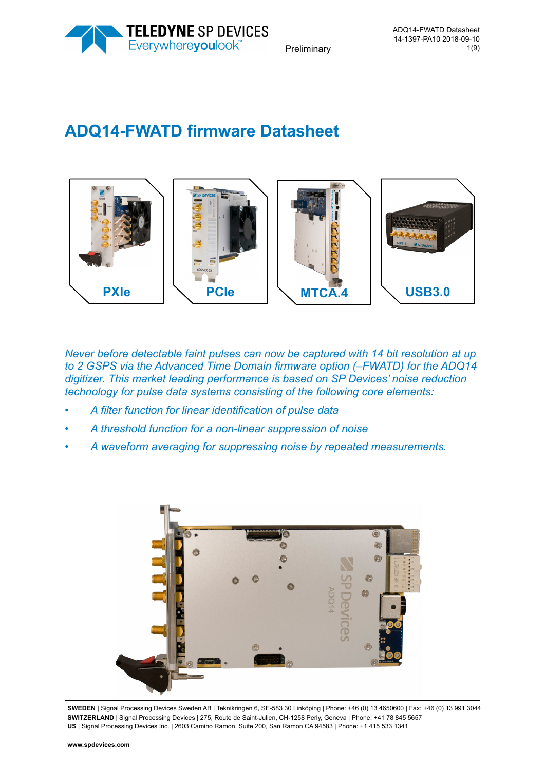Preliminary

# ADQ14-FWATD firmware Datasheet

PXIe | PCIe | MTCA.4 | USB3.0

*Never before detectable faint pulses can now be captured with 14 bit resolution at up to 2 GSPS via the Advanced Time Domain firmware option (–FWATD) for the ADQ14 digitizer. This market leading performance is based on SP Devices' noise reduction technology for pulse data systems consisting of the following core elements:*

- *A filter function for linear identification of pulse data*
- *A threshold function for a non-linear suppression of noise*
- *A waveform averaging for suppressing noise by repeated measurements.*

**SWEDEN** | Signal Processing Devices Sweden AB | Teknikringen 6, SE-583 30 Linköping | Phone: +46 (0) 13 4650600 | Fax: +46 (0) 13 991 3044
**SWITZERLAND** | Signal Processing Devices | 275, Route de Saint-Julien, CH-1258 Perly, Geneva | Phone: +41 78 845 5657
**US** | Signal Processing Devices Inc. | 2603 Camino Ramon, Suite 200, San Ramon CA 94583 | Phone: +1 415 533 1341

**www.spdevices.com**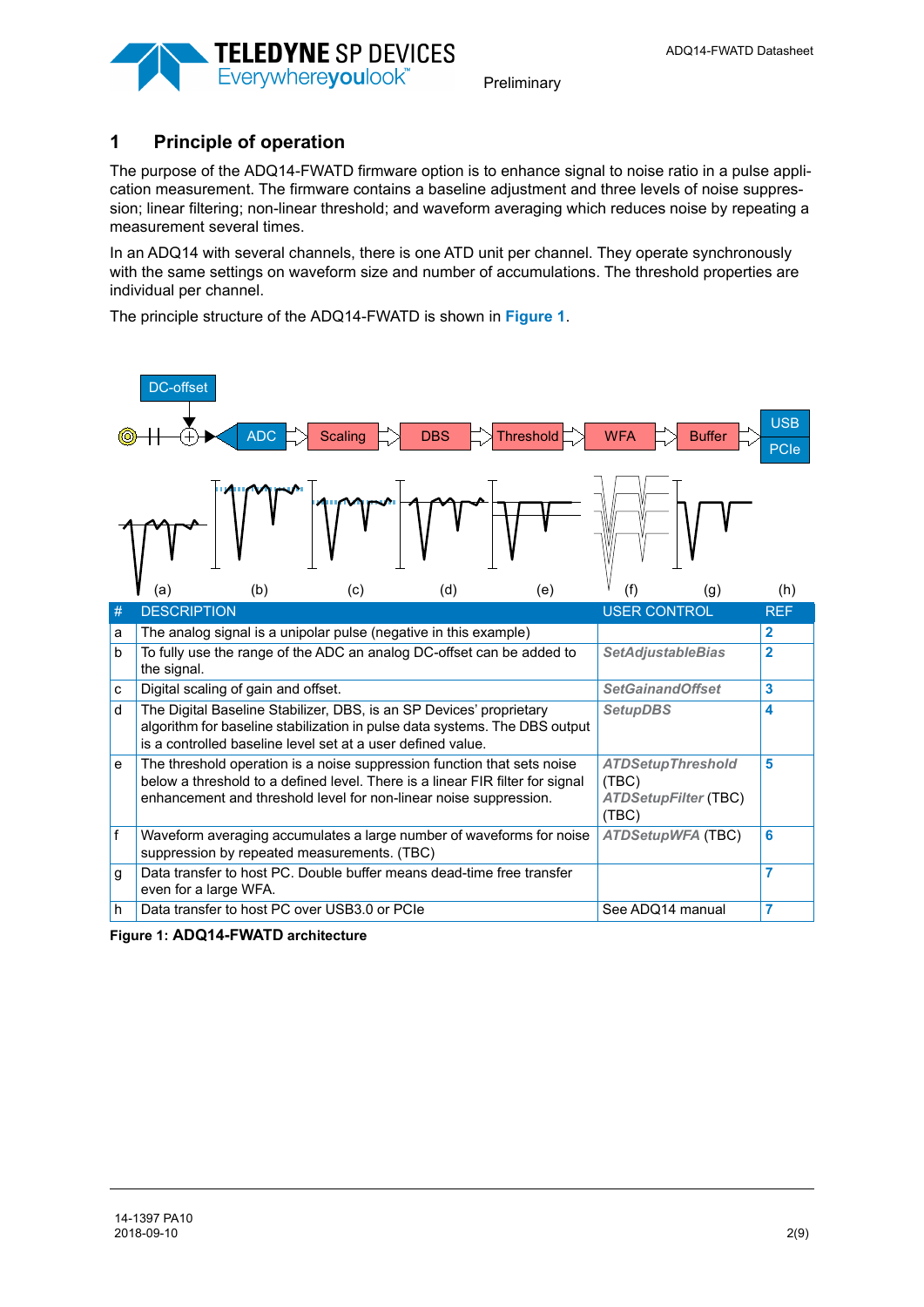# 1 Principle of operation

The purpose of the ADQ14-FWATD firmware option is to enhance signal to noise ratio in a pulse application measurement. The firmware contains a baseline adjustment and three levels of noise suppression; linear filtering; non-linear threshold; and waveform averaging which reduces noise by repeating a measurement several times.

In an ADQ14 with several channels, there is one ATD unit per channel. They operate synchronously with the same settings on waveform size and number of accumulations. The threshold properties are individual per channel.

The principle structure of the ADQ14-FWATD is shown in **Figure 1**.

DC-offset

ADC → Scaling → DBS → Threshold → WFA → Buffer → USB / PCIe

(a) (b) (c) (d) (e) (f) (g) (h)

| # | DESCRIPTION | USER CONTROL | REF |
|---|---|---|---|
| a | The analog signal is a unipolar pulse (negative in this example) | | 2 |
| b | To fully use the range of the ADC an analog DC-offset can be added to the signal. | *SetAdjustableBias* | 2 |
| c | Digital scaling of gain and offset. | *SetGainandOffset* | 3 |
| d | The Digital Baseline Stabilizer, DBS, is an SP Devices' proprietary algorithm for baseline stabilization in pulse data systems. The DBS output is a controlled baseline level set at a user defined value. | *SetupDBS* | 4 |
| e | The threshold operation is a noise suppression function that sets noise below a threshold to a defined level. There is a linear FIR filter for signal enhancement and threshold level for non-linear noise suppression. | *ATDSetupThreshold* (TBC) *ATDSetupFilter* (TBC) (TBC) | 5 |
| f | Waveform averaging accumulates a large number of waveforms for noise suppression by repeated measurements. (TBC) | *ATDSetupWFA* (TBC) | 6 |
| g | Data transfer to host PC. Double buffer means dead-time free transfer even for a large WFA. | | 7 |
| h | Data transfer to host PC over USB3.0 or PCIe | See ADQ14 manual | 7 |

**Figure 1: ADQ14-FWATD architecture**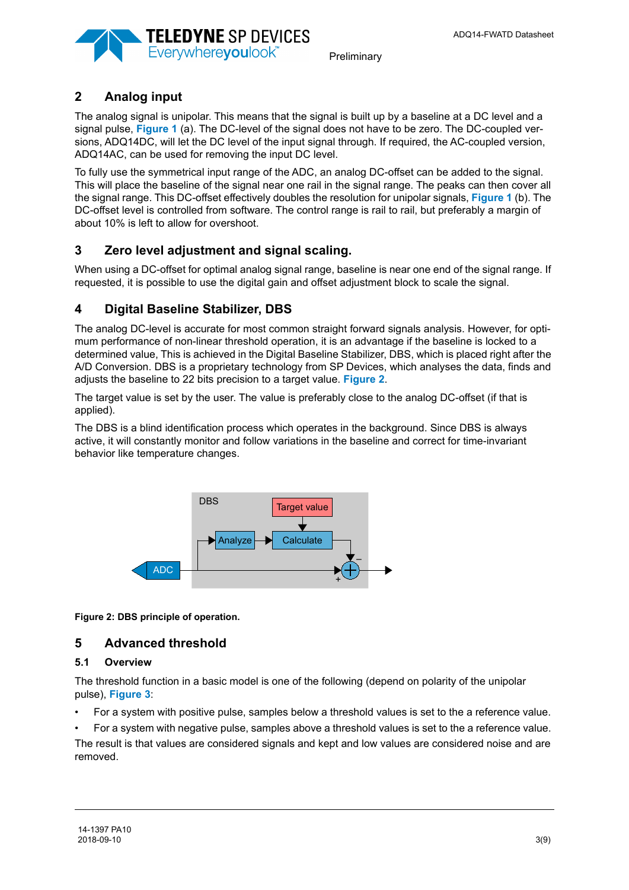## 2 Analog input

The analog signal is unipolar. This means that the signal is built up by a baseline at a DC level and a signal pulse, **Figure 1** (a). The DC-level of the signal does not have to be zero. The DC-coupled versions, ADQ14DC, will let the DC level of the input signal through. If required, the AC-coupled version, ADQ14AC, can be used for removing the input DC level.

To fully use the symmetrical input range of the ADC, an analog DC-offset can be added to the signal. This will place the baseline of the signal near one rail in the signal range. The peaks can then cover all the signal range. This DC-offset effectively doubles the resolution for unipolar signals, **Figure 1** (b). The DC-offset level is controlled from software. The control range is rail to rail, but preferably a margin of about 10% is left to allow for overshoot.

## 3 Zero level adjustment and signal scaling.

When using a DC-offset for optimal analog signal range, baseline is near one end of the signal range. If requested, it is possible to use the digital gain and offset adjustment block to scale the signal.

## 4 Digital Baseline Stabilizer, DBS

The analog DC-level is accurate for most common straight forward signals analysis. However, for optimum performance of non-linear threshold operation, it is an advantage if the baseline is locked to a determined value, This is achieved in the Digital Baseline Stabilizer, DBS, which is placed right after the A/D Conversion. DBS is a proprietary technology from SP Devices, which analyses the data, finds and adjusts the baseline to 22 bits precision to a target value. **Figure 2**.

The target value is set by the user. The value is preferably close to the analog DC-offset (if that is applied).

The DBS is a blind identification process which operates in the background. Since DBS is always active, it will constantly monitor and follow variations in the baseline and correct for time-invariant behavior like temperature changes.

DBS

Target value

Analyze → Calculate

ADC → + (−)

**Figure 2: DBS principle of operation.**

## 5 Advanced threshold

### 5.1 Overview

The threshold function in a basic model is one of the following (depend on polarity of the unipolar pulse), **Figure 3**:

- For a system with positive pulse, samples below a threshold values is set to the a reference value.
- For a system with negative pulse, samples above a threshold values is set to the a reference value.

The result is that values are considered signals and kept and low values are considered noise and are removed.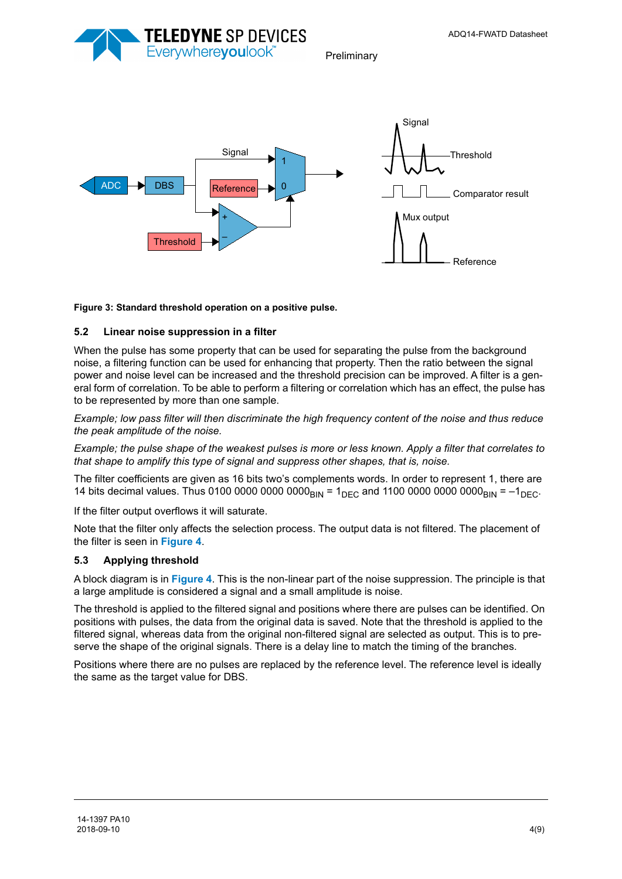**Figure 3: Standard threshold operation on a positive pulse.**

## 5.2 Linear noise suppression in a filter

When the pulse has some property that can be used for separating the pulse from the background noise, a filtering function can be used for enhancing that property. Then the ratio between the signal power and noise level can be increased and the threshold precision can be improved. A filter is a general form of correlation. To be able to perform a filtering or correlation which has an effect, the pulse has to be represented by more than one sample.

*Example; low pass filter will then discriminate the high frequency content of the noise and thus reduce the peak amplitude of the noise.*

*Example; the pulse shape of the weakest pulses is more or less known. Apply a filter that correlates to that shape to amplify this type of signal and suppress other shapes, that is, noise.*

The filter coefficients are given as 16 bits two's complements words. In order to represent 1, there are 14 bits decimal values. Thus 0100 0000 0000 $0000_{BIN}$ = $1_{DEC}$ and 1100 0000 0000 $0000_{BIN}$ = $-1_{DEC}$.

If the filter output overflows it will saturate.

Note that the filter only affects the selection process. The output data is not filtered. The placement of the filter is seen in **Figure 4**.

## 5.3 Applying threshold

A block diagram is in **Figure 4**. This is the non-linear part of the noise suppression. The principle is that a large amplitude is considered a signal and a small amplitude is noise.

The threshold is applied to the filtered signal and positions where there are pulses can be identified. On positions with pulses, the data from the original data is saved. Note that the threshold is applied to the filtered signal, whereas data from the original non-filtered signal are selected as output. This is to preserve the shape of the original signals. There is a delay line to match the timing of the branches.

Positions where there are no pulses are replaced by the reference level. The reference level is ideally the same as the target value for DBS.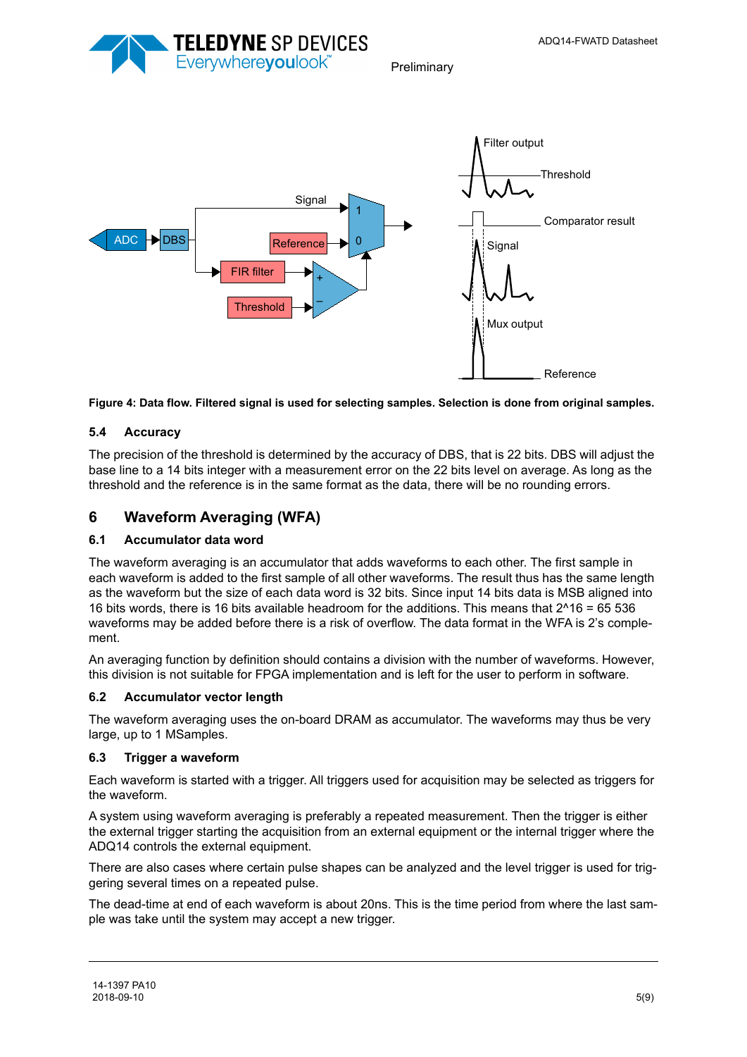**Figure 4: Data flow. Filtered signal is used for selecting samples. Selection is done from original samples.**

### 5.4 Accuracy

The precision of the threshold is determined by the accuracy of DBS, that is 22 bits. DBS will adjust the base line to a 14 bits integer with a measurement error on the 22 bits level on average. As long as the threshold and the reference is in the same format as the data, there will be no rounding errors.

## 6 Waveform Averaging (WFA)

### 6.1 Accumulator data word

The waveform averaging is an accumulator that adds waveforms to each other. The first sample in each waveform is added to the first sample of all other waveforms. The result thus has the same length as the waveform but the size of each data word is 32 bits. Since input 14 bits data is MSB aligned into 16 bits words, there is 16 bits available headroom for the additions. This means that 2^16 = 65 536 waveforms may be added before there is a risk of overflow. The data format in the WFA is 2's complement.

An averaging function by definition should contains a division with the number of waveforms. However, this division is not suitable for FPGA implementation and is left for the user to perform in software.

### 6.2 Accumulator vector length

The waveform averaging uses the on-board DRAM as accumulator. The waveforms may thus be very large, up to 1 MSamples.

### 6.3 Trigger a waveform

Each waveform is started with a trigger. All triggers used for acquisition may be selected as triggers for the waveform.

A system using waveform averaging is preferably a repeated measurement. Then the trigger is either the external trigger starting the acquisition from an external equipment or the internal trigger where the ADQ14 controls the external equipment.

There are also cases where certain pulse shapes can be analyzed and the level trigger is used for triggering several times on a repeated pulse.

The dead-time at end of each waveform is about 20ns. This is the time period from where the last sample was take until the system may accept a new trigger.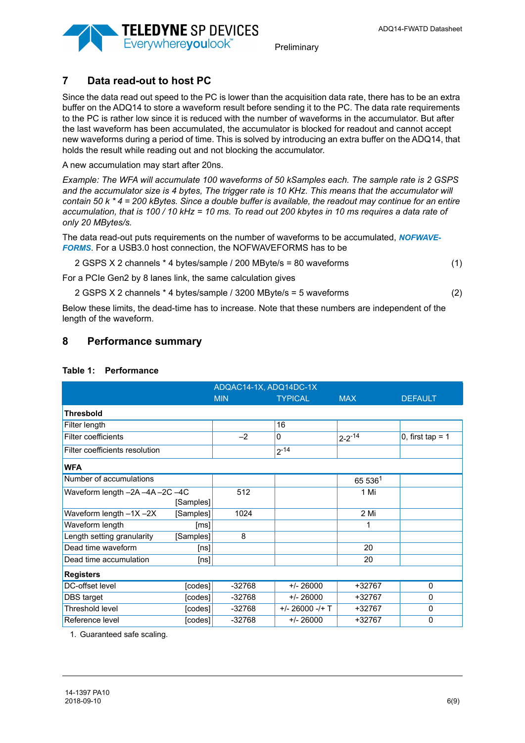## 7 Data read-out to host PC

Since the data read out speed to the PC is lower than the acquisition data rate, there has to be an extra buffer on the ADQ14 to store a waveform result before sending it to the PC. The data rate requirements to the PC is rather low since it is reduced with the number of waveforms in the accumulator. But after the last waveform has been accumulated, the accumulator is blocked for readout and cannot accept new waveforms during a period of time. This is solved by introducing an extra buffer on the ADQ14, that holds the result while reading out and not blocking the accumulator.

A new accumulation may start after 20ns.

*Example: The WFA will accumulate 100 waveforms of 50 kSamples each. The sample rate is 2 GSPS and the accumulator size is 4 bytes, The trigger rate is 10 KHz. This means that the accumulator will contain 50 k * 4 = 200 kBytes. Since a double buffer is available, the readout may continue for an entire accumulation, that is 100 / 10 kHz = 10 ms. To read out 200 kbytes in 10 ms requires a data rate of only 20 MBytes/s.*

The data read-out puts requirements on the number of waveforms to be accumulated, ***NOFWAVE-FORMS***. For a USB3.0 host connection, the NOFWAVEFORMS has to be

$$2 \text{ GSPS} \times 2 \text{ channels} * 4 \text{ bytes/sample} / 200 \text{ MByte/s} = 80 \text{ waveforms} \quad (1)$$

For a PCIe Gen2 by 8 lanes link, the same calculation gives

$$2 \text{ GSPS} \times 2 \text{ channels} * 4 \text{ bytes/sample} / 3200 \text{ MByte/s} = 5 \text{ waveforms} \quad (2)$$

Below these limits, the dead-time has to increase. Note that these numbers are independent of the length of the waveform.

## 8 Performance summary

**Table 1: Performance**

| | ADQAC14-1X, ADQ14DC-1X MIN | TYPICAL | MAX | DEFAULT |
|---|---|---|---|---|
| **Thresbold** | | | | |
| Filter length | | 16 | | |
| Filter coefficients | –2 | 0 | $2\text{-}2^{-14}$ | 0, first tap = 1 |
| Filter coefficients resolution | | $2^{-14}$ | | |
| **WFA** | | | | |
| Number of accumulations | | | 65 536[1] | |
| Waveform length –2A –4A –2C –4C [Samples] | 512 | | 1 Mi | |
| Waveform length –1X –2X [Samples] | 1024 | | 2 Mi | |
| Waveform length [ms] | | | 1 | |
| Length setting granularity [Samples] | 8 | | | |
| Dead time waveform [ns] | | | 20 | |
| Dead time accumulation [ns] | | | 20 | |
| **Registers** | | | | |
| DC-offset level [codes] | -32768 | +/- 26000 | +32767 | 0 |
| DBS target [codes] | -32768 | +/- 26000 | +32767 | 0 |
| Threshold level [codes] | -32768 | +/- 26000 -/+ T | +32767 | 0 |
| Reference level [codes] | -32768 | +/- 26000 | +32767 | 0 |

1. Guaranteed safe scaling.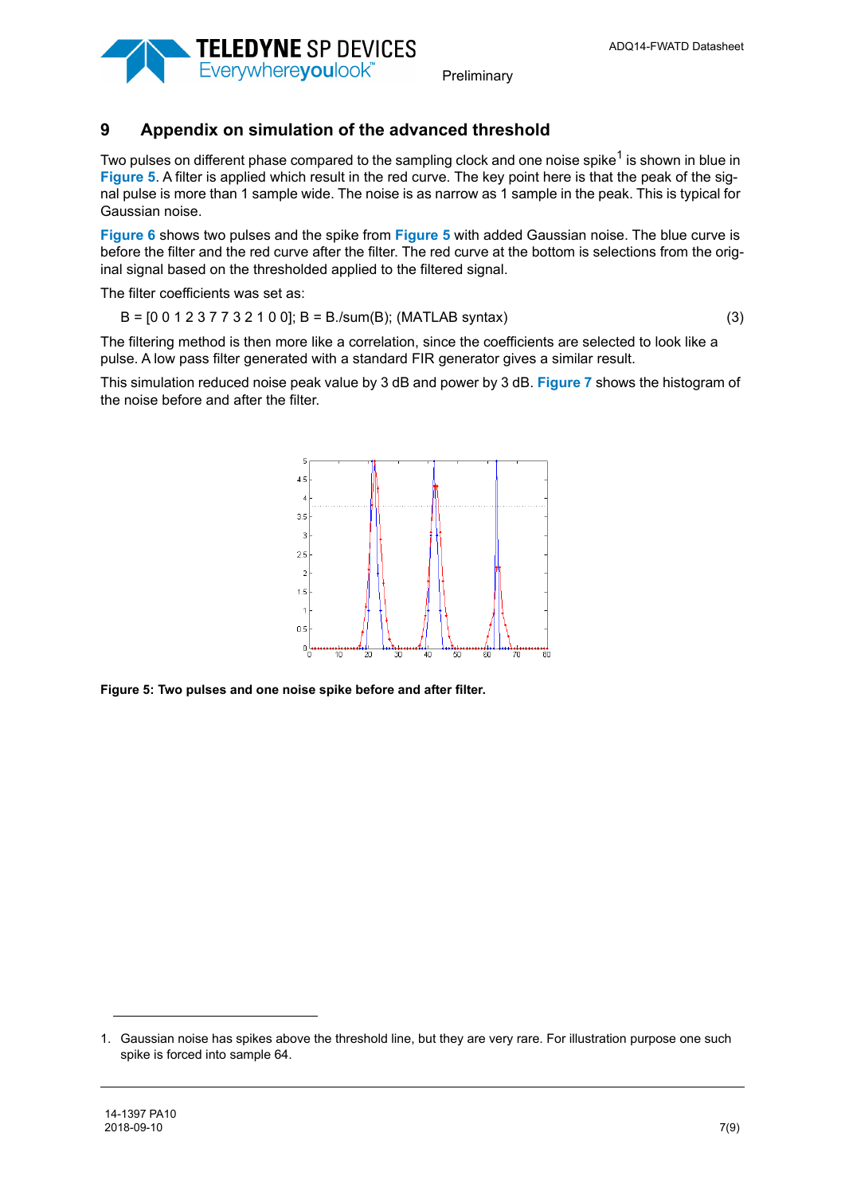## 9 Appendix on simulation of the advanced threshold

Two pulses on different phase compared to the sampling clock and one noise spike[1] is shown in blue in **Figure 5**. A filter is applied which result in the red curve. The key point here is that the peak of the signal pulse is more than 1 sample wide. The noise is as narrow as 1 sample in the peak. This is typical for Gaussian noise.

**Figure 6** shows two pulses and the spike from **Figure 5** with added Gaussian noise. The blue curve is before the filter and the red curve after the filter. The red curve at the bottom is selections from the original signal based on the thresholded applied to the filtered signal.

The filter coefficients was set as:

B = [0 0 1 2 3 7 7 3 2 1 0 0]; B = B./sum(B); (MATLAB syntax) (3)

The filtering method is then more like a correlation, since the coefficients are selected to look like a pulse. A low pass filter generated with a standard FIR generator gives a similar result.

This simulation reduced noise peak value by 3 dB and power by 3 dB. **Figure 7** shows the histogram of the noise before and after the filter.

**Figure 5: Two pulses and one noise spike before and after filter.**

1. Gaussian noise has spikes above the threshold line, but they are very rare. For illustration purpose one such spike is forced into sample 64.

14-1397 PA10
2018-09-10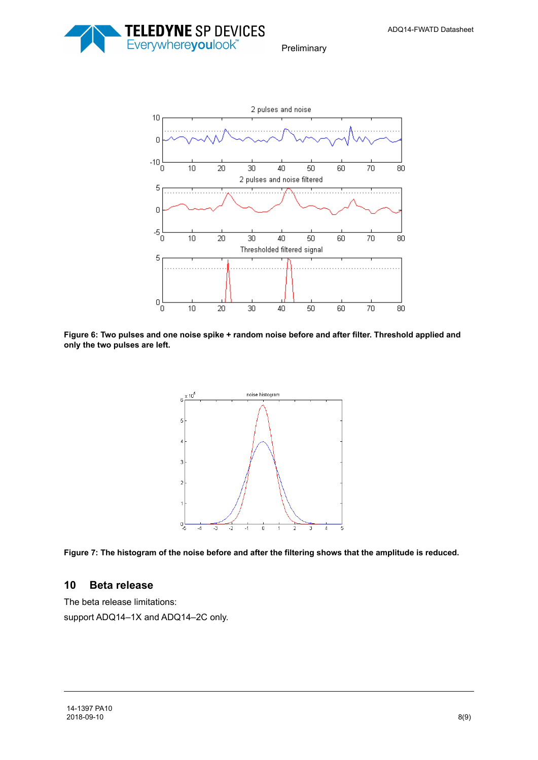**Figure 6: Two pulses and one noise spike + random noise before and after filter. Threshold applied and only the two pulses are left.**

**Figure 7: The histogram of the noise before and after the filtering shows that the amplitude is reduced.**

## 10 Beta release

The beta release limitations:

support ADQ14–1X and ADQ14–2C only.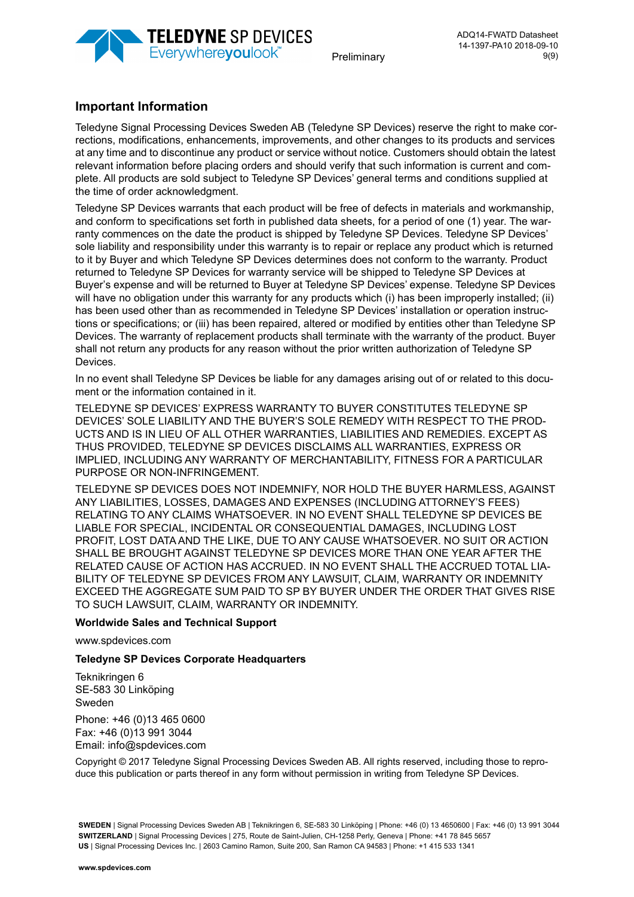## Important Information

Teledyne Signal Processing Devices Sweden AB (Teledyne SP Devices) reserve the right to make corrections, modifications, enhancements, improvements, and other changes to its products and services at any time and to discontinue any product or service without notice. Customers should obtain the latest relevant information before placing orders and should verify that such information is current and complete. All products are sold subject to Teledyne SP Devices' general terms and conditions supplied at the time of order acknowledgment.

Teledyne SP Devices warrants that each product will be free of defects in materials and workmanship, and conform to specifications set forth in published data sheets, for a period of one (1) year. The warranty commences on the date the product is shipped by Teledyne SP Devices. Teledyne SP Devices' sole liability and responsibility under this warranty is to repair or replace any product which is returned to it by Buyer and which Teledyne SP Devices determines does not conform to the warranty. Product returned to Teledyne SP Devices for warranty service will be shipped to Teledyne SP Devices at Buyer's expense and will be returned to Buyer at Teledyne SP Devices' expense. Teledyne SP Devices will have no obligation under this warranty for any products which (i) has been improperly installed; (ii) has been used other than as recommended in Teledyne SP Devices' installation or operation instructions or specifications; or (iii) has been repaired, altered or modified by entities other than Teledyne SP Devices. The warranty of replacement products shall terminate with the warranty of the product. Buyer shall not return any products for any reason without the prior written authorization of Teledyne SP Devices.

In no event shall Teledyne SP Devices be liable for any damages arising out of or related to this document or the information contained in it.

TELEDYNE SP DEVICES' EXPRESS WARRANTY TO BUYER CONSTITUTES TELEDYNE SP DEVICES' SOLE LIABILITY AND THE BUYER'S SOLE REMEDY WITH RESPECT TO THE PRODUCTS AND IS IN LIEU OF ALL OTHER WARRANTIES, LIABILITIES AND REMEDIES. EXCEPT AS THUS PROVIDED, TELEDYNE SP DEVICES DISCLAIMS ALL WARRANTIES, EXPRESS OR IMPLIED, INCLUDING ANY WARRANTY OF MERCHANTABILITY, FITNESS FOR A PARTICULAR PURPOSE OR NON-INFRINGEMENT.

TELEDYNE SP DEVICES DOES NOT INDEMNIFY, NOR HOLD THE BUYER HARMLESS, AGAINST ANY LIABILITIES, LOSSES, DAMAGES AND EXPENSES (INCLUDING ATTORNEY'S FEES) RELATING TO ANY CLAIMS WHATSOEVER. IN NO EVENT SHALL TELEDYNE SP DEVICES BE LIABLE FOR SPECIAL, INCIDENTAL OR CONSEQUENTIAL DAMAGES, INCLUDING LOST PROFIT, LOST DATA AND THE LIKE, DUE TO ANY CAUSE WHATSOEVER. NO SUIT OR ACTION SHALL BE BROUGHT AGAINST TELEDYNE SP DEVICES MORE THAN ONE YEAR AFTER THE RELATED CAUSE OF ACTION HAS ACCRUED. IN NO EVENT SHALL THE ACCRUED TOTAL LIABILITY OF TELEDYNE SP DEVICES FROM ANY LAWSUIT, CLAIM, WARRANTY OR INDEMNITY EXCEED THE AGGREGATE SUM PAID TO SP BY BUYER UNDER THE ORDER THAT GIVES RISE TO SUCH LAWSUIT, CLAIM, WARRANTY OR INDEMNITY.

**Worldwide Sales and Technical Support**

www.spdevices.com

**Teledyne SP Devices Corporate Headquarters**

Teknikringen 6
SE-583 30 Linköping
Sweden

Phone: +46 (0)13 465 0600
Fax: +46 (0)13 991 3044
Email: info@spdevices.com

Copyright © 2017 Teledyne Signal Processing Devices Sweden AB. All rights reserved, including those to reproduce this publication or parts thereof in any form without permission in writing from Teledyne SP Devices.

**SWEDEN** | Signal Processing Devices Sweden AB | Teknikringen 6, SE-583 30 Linköping | Phone: +46 (0) 13 4650600 | Fax: +46 (0) 13 991 3044
**SWITZERLAND** | Signal Processing Devices | 275, Route de Saint-Julien, CH-1258 Perly, Geneva | Phone: +41 78 845 5657
**US** | Signal Processing Devices Inc. | 2603 Camino Ramon, Suite 200, San Ramon CA 94583 | Phone: +1 415 533 1341

**www.spdevices.com**